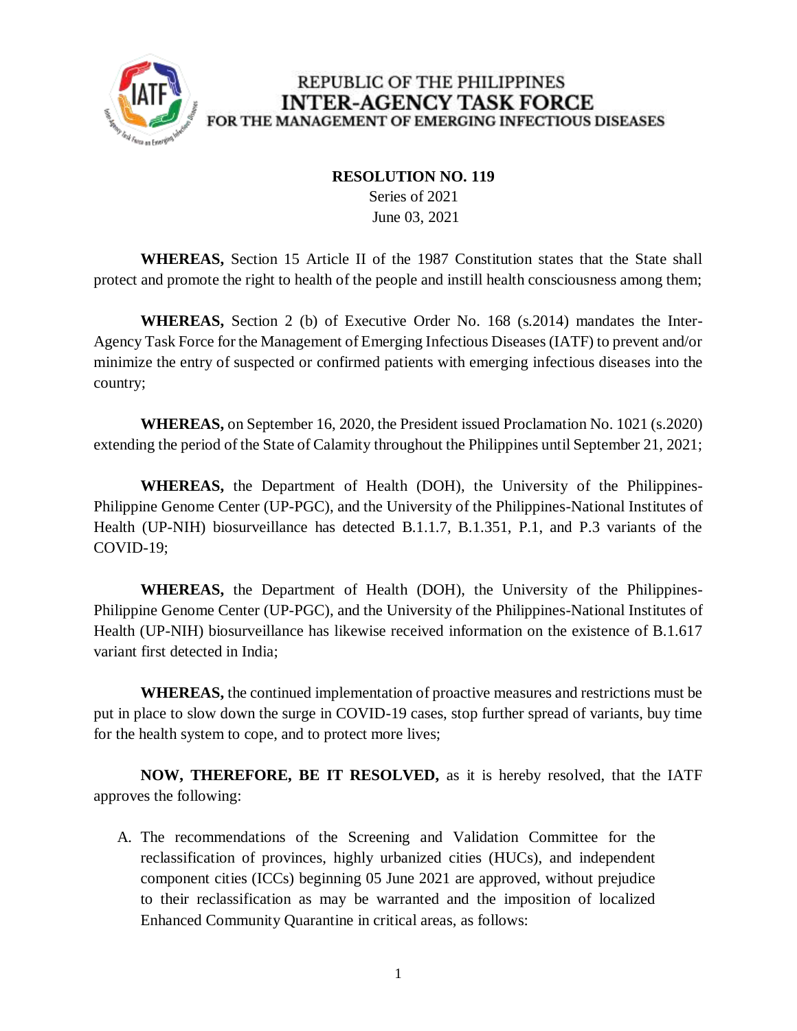REPUBLIC OF THE PHILIPPINES
**INTER-AGENCY TASK FORCE**
FOR THE MANAGEMENT OF EMERGING INFECTIOUS DISEASES

**RESOLUTION NO. 119**
Series of 2021
June 03, 2021

**WHEREAS,** Section 15 Article II of the 1987 Constitution states that the State shall protect and promote the right to health of the people and instill health consciousness among them;

**WHEREAS,** Section 2 (b) of Executive Order No. 168 (s.2014) mandates the Inter-Agency Task Force for the Management of Emerging Infectious Diseases (IATF) to prevent and/or minimize the entry of suspected or confirmed patients with emerging infectious diseases into the country;

**WHEREAS,** on September 16, 2020, the President issued Proclamation No. 1021 (s.2020) extending the period of the State of Calamity throughout the Philippines until September 21, 2021;

**WHEREAS,** the Department of Health (DOH), the University of the Philippines-Philippine Genome Center (UP-PGC), and the University of the Philippines-National Institutes of Health (UP-NIH) biosurveillance has detected B.1.1.7, B.1.351, P.1, and P.3 variants of the COVID-19;

**WHEREAS,** the Department of Health (DOH), the University of the Philippines-Philippine Genome Center (UP-PGC), and the University of the Philippines-National Institutes of Health (UP-NIH) biosurveillance has likewise received information on the existence of B.1.617 variant first detected in India;

**WHEREAS,** the continued implementation of proactive measures and restrictions must be put in place to slow down the surge in COVID-19 cases, stop further spread of variants, buy time for the health system to cope, and to protect more lives;

**NOW, THEREFORE, BE IT RESOLVED,** as it is hereby resolved, that the IATF approves the following:

A. The recommendations of the Screening and Validation Committee for the reclassification of provinces, highly urbanized cities (HUCs), and independent component cities (ICCs) beginning 05 June 2021 are approved, without prejudice to their reclassification as may be warranted and the imposition of localized Enhanced Community Quarantine in critical areas, as follows: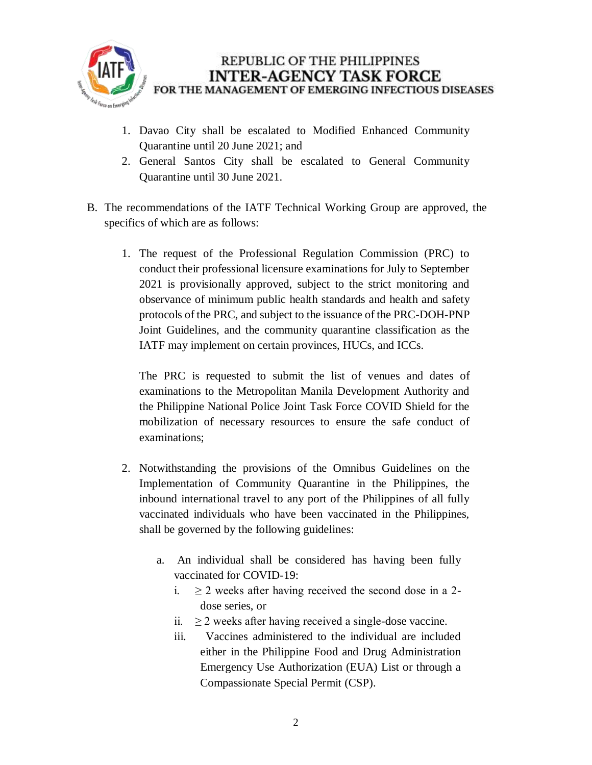1. Davao City shall be escalated to Modified Enhanced Community Quarantine until 20 June 2021; and
2. General Santos City shall be escalated to General Community Quarantine until 30 June 2021.

B. The recommendations of the IATF Technical Working Group are approved, the specifics of which are as follows:

   1. The request of the Professional Regulation Commission (PRC) to conduct their professional licensure examinations for July to September 2021 is provisionally approved, subject to the strict monitoring and observance of minimum public health standards and health and safety protocols of the PRC, and subject to the issuance of the PRC-DOH-PNP Joint Guidelines, and the community quarantine classification as the IATF may implement on certain provinces, HUCs, and ICCs.

      The PRC is requested to submit the list of venues and dates of examinations to the Metropolitan Manila Development Authority and the Philippine National Police Joint Task Force COVID Shield for the mobilization of necessary resources to ensure the safe conduct of examinations;

   2. Notwithstanding the provisions of the Omnibus Guidelines on the Implementation of Community Quarantine in the Philippines, the inbound international travel to any port of the Philippines of all fully vaccinated individuals who have been vaccinated in the Philippines, shall be governed by the following guidelines:

      a. An individual shall be considered has having been fully vaccinated for COVID-19:
         i. $\geq$ 2 weeks after having received the second dose in a 2-dose series, or
         ii. $\geq$ 2 weeks after having received a single-dose vaccine.
         iii. Vaccines administered to the individual are included either in the Philippine Food and Drug Administration Emergency Use Authorization (EUA) List or through a Compassionate Special Permit (CSP).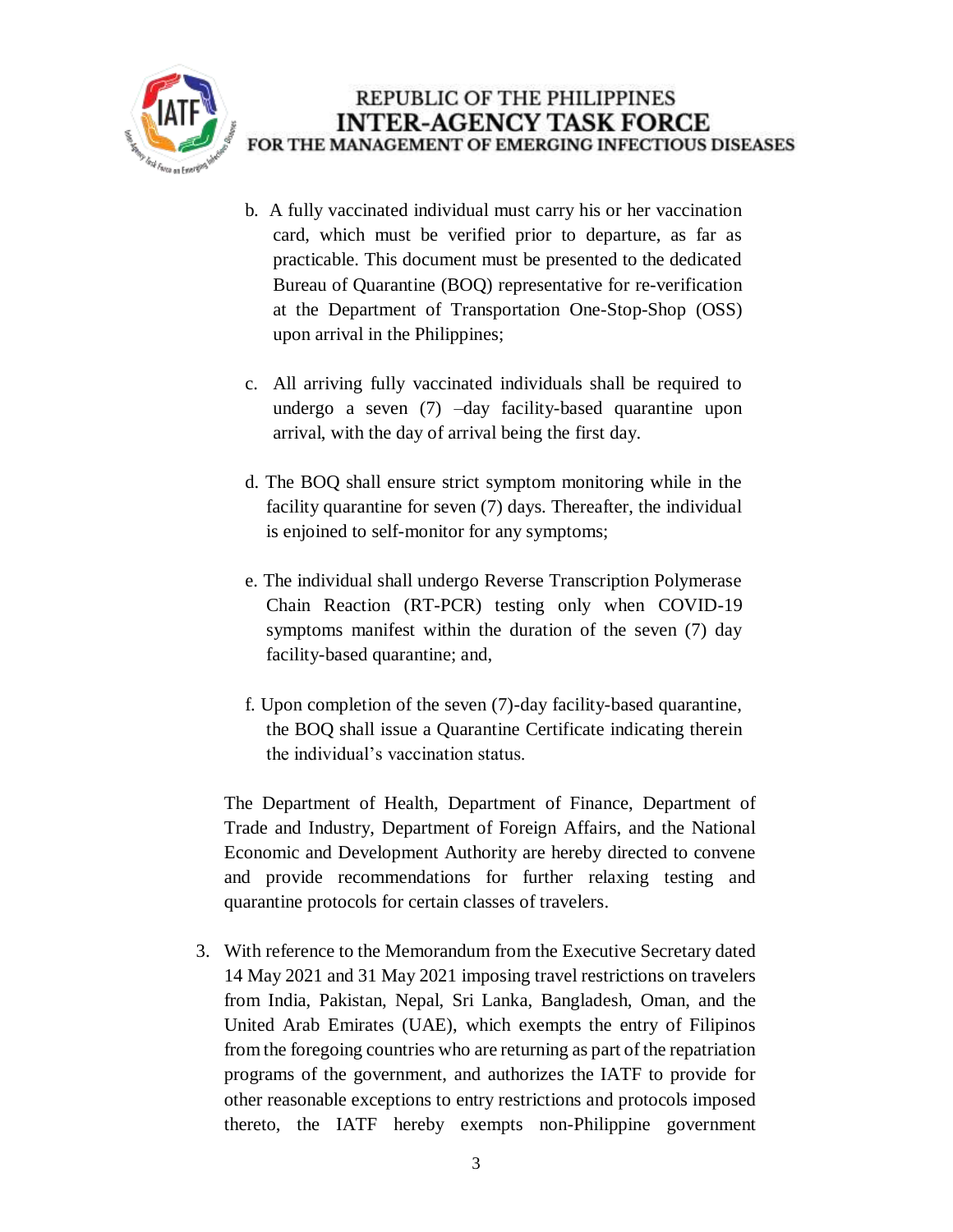b. A fully vaccinated individual must carry his or her vaccination card, which must be verified prior to departure, as far as practicable. This document must be presented to the dedicated Bureau of Quarantine (BOQ) representative for re-verification at the Department of Transportation One-Stop-Shop (OSS) upon arrival in the Philippines;

c. All arriving fully vaccinated individuals shall be required to undergo a seven (7) –day facility-based quarantine upon arrival, with the day of arrival being the first day.

d. The BOQ shall ensure strict symptom monitoring while in the facility quarantine for seven (7) days. Thereafter, the individual is enjoined to self-monitor for any symptoms;

e. The individual shall undergo Reverse Transcription Polymerase Chain Reaction (RT-PCR) testing only when COVID-19 symptoms manifest within the duration of the seven (7) day facility-based quarantine; and,

f. Upon completion of the seven (7)-day facility-based quarantine, the BOQ shall issue a Quarantine Certificate indicating therein the individual's vaccination status.

The Department of Health, Department of Finance, Department of Trade and Industry, Department of Foreign Affairs, and the National Economic and Development Authority are hereby directed to convene and provide recommendations for further relaxing testing and quarantine protocols for certain classes of travelers.

3. With reference to the Memorandum from the Executive Secretary dated 14 May 2021 and 31 May 2021 imposing travel restrictions on travelers from India, Pakistan, Nepal, Sri Lanka, Bangladesh, Oman, and the United Arab Emirates (UAE), which exempts the entry of Filipinos from the foregoing countries who are returning as part of the repatriation programs of the government, and authorizes the IATF to provide for other reasonable exceptions to entry restrictions and protocols imposed thereto, the IATF hereby exempts non-Philippine government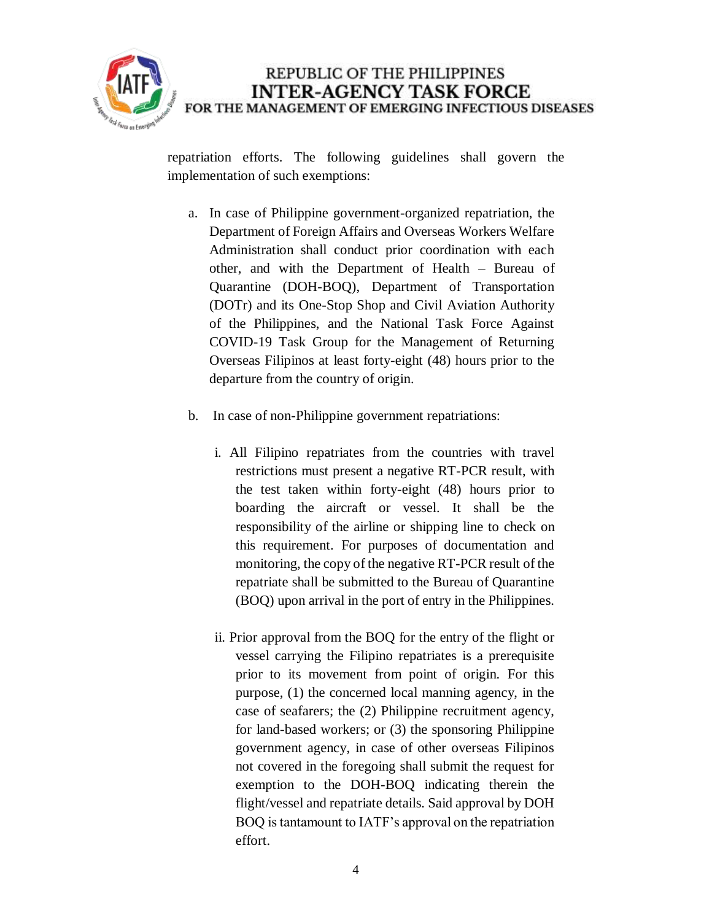repatriation efforts. The following guidelines shall govern the implementation of such exemptions:

a. In case of Philippine government-organized repatriation, the Department of Foreign Affairs and Overseas Workers Welfare Administration shall conduct prior coordination with each other, and with the Department of Health – Bureau of Quarantine (DOH-BOQ), Department of Transportation (DOTr) and its One-Stop Shop and Civil Aviation Authority of the Philippines, and the National Task Force Against COVID-19 Task Group for the Management of Returning Overseas Filipinos at least forty-eight (48) hours prior to the departure from the country of origin.

b. In case of non-Philippine government repatriations:

   i. All Filipino repatriates from the countries with travel restrictions must present a negative RT-PCR result, with the test taken within forty-eight (48) hours prior to boarding the aircraft or vessel. It shall be the responsibility of the airline or shipping line to check on this requirement. For purposes of documentation and monitoring, the copy of the negative RT-PCR result of the repatriate shall be submitted to the Bureau of Quarantine (BOQ) upon arrival in the port of entry in the Philippines.

   ii. Prior approval from the BOQ for the entry of the flight or vessel carrying the Filipino repatriates is a prerequisite prior to its movement from point of origin. For this purpose, (1) the concerned local manning agency, in the case of seafarers; the (2) Philippine recruitment agency, for land-based workers; or (3) the sponsoring Philippine government agency, in case of other overseas Filipinos not covered in the foregoing shall submit the request for exemption to the DOH-BOQ indicating therein the flight/vessel and repatriate details. Said approval by DOH BOQ is tantamount to IATF's approval on the repatriation effort.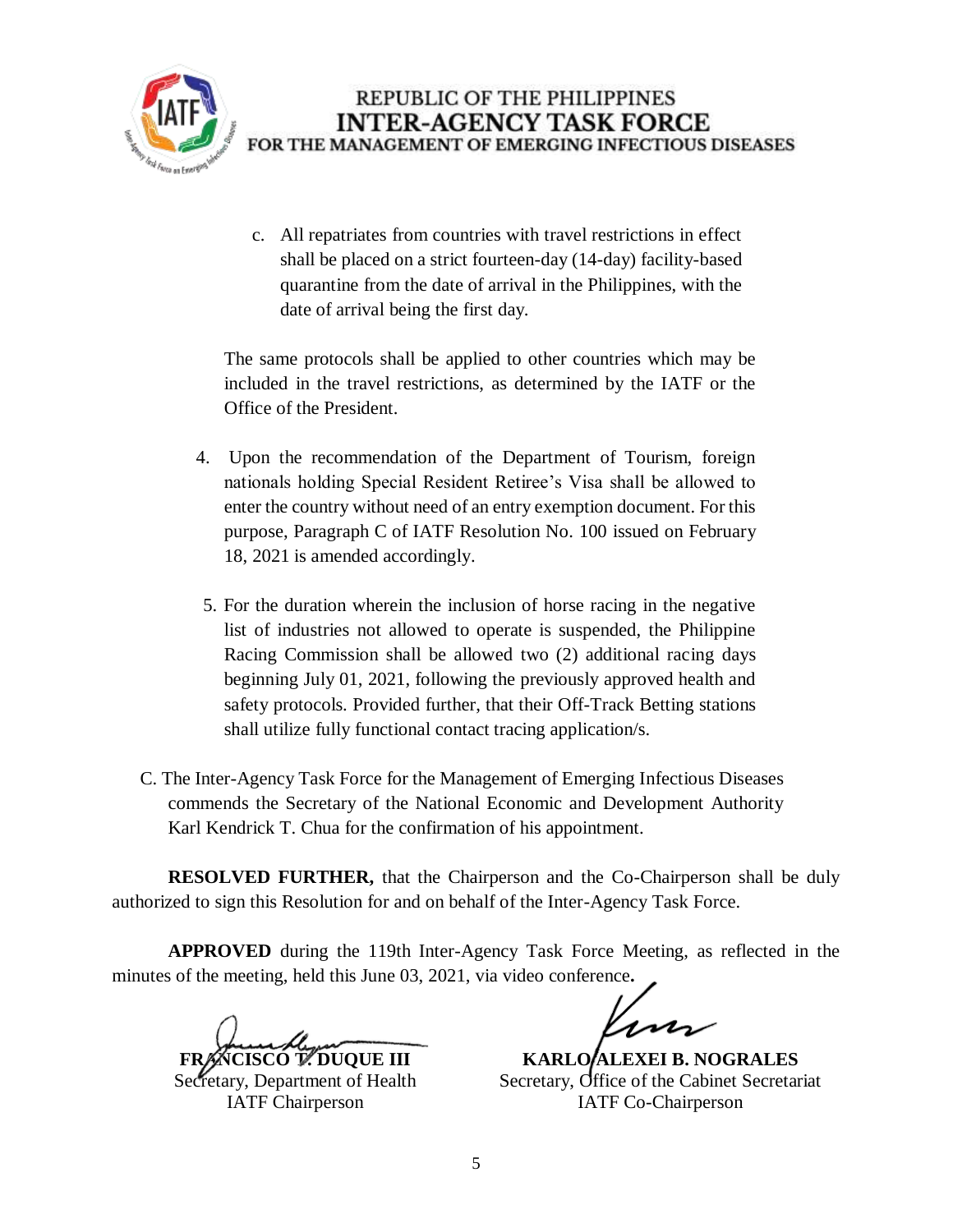c. All repatriates from countries with travel restrictions in effect shall be placed on a strict fourteen-day (14-day) facility-based quarantine from the date of arrival in the Philippines, with the date of arrival being the first day.

The same protocols shall be applied to other countries which may be included in the travel restrictions, as determined by the IATF or the Office of the President.

4. Upon the recommendation of the Department of Tourism, foreign nationals holding Special Resident Retiree's Visa shall be allowed to enter the country without need of an entry exemption document. For this purpose, Paragraph C of IATF Resolution No. 100 issued on February 18, 2021 is amended accordingly.

5. For the duration wherein the inclusion of horse racing in the negative list of industries not allowed to operate is suspended, the Philippine Racing Commission shall be allowed two (2) additional racing days beginning July 01, 2021, following the previously approved health and safety protocols. Provided further, that their Off-Track Betting stations shall utilize fully functional contact tracing application/s.

C. The Inter-Agency Task Force for the Management of Emerging Infectious Diseases commends the Secretary of the National Economic and Development Authority Karl Kendrick T. Chua for the confirmation of his appointment.

**RESOLVED FURTHER,** that the Chairperson and the Co-Chairperson shall be duly authorized to sign this Resolution for and on behalf of the Inter-Agency Task Force.

**APPROVED** during the 119th Inter-Agency Task Force Meeting, as reflected in the minutes of the meeting, held this June 03, 2021, via video conference**.**

**FRANCISCO T. DUQUE III**
Secretary, Department of Health
IATF Chairperson

**KARLO ALEXEI B. NOGRALES**
Secretary, Office of the Cabinet Secretariat
IATF Co-Chairperson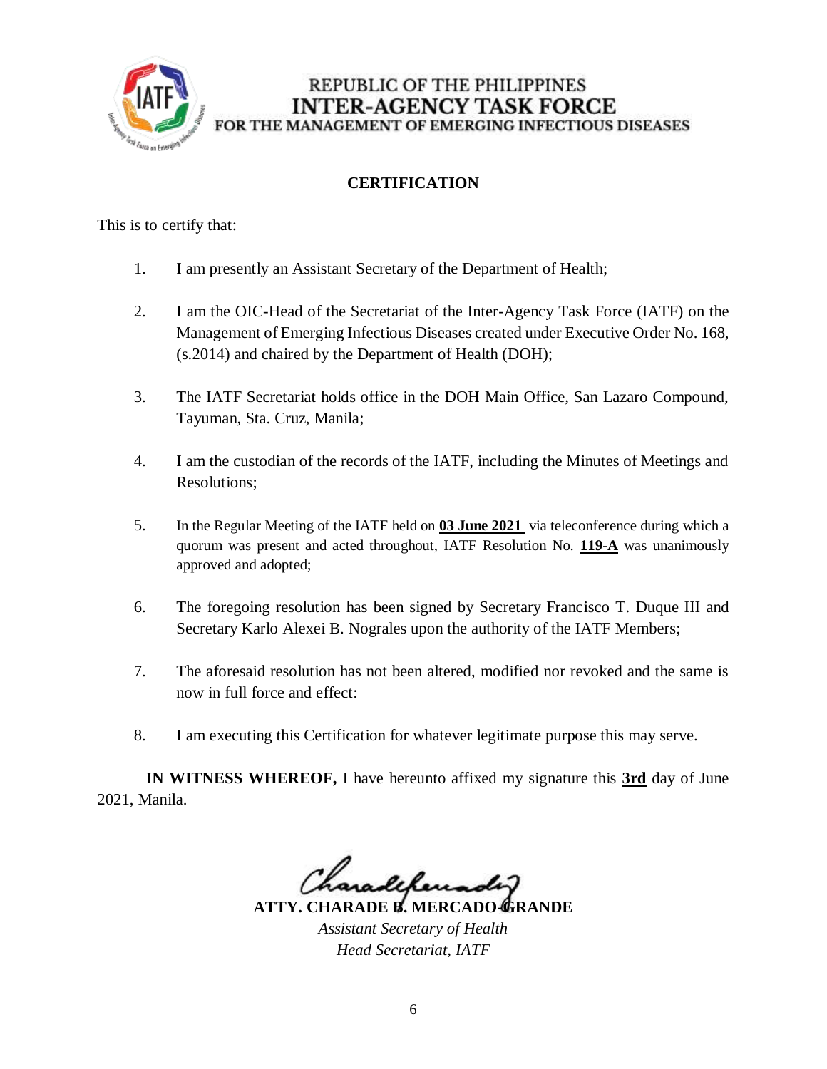REPUBLIC OF THE PHILIPPINES
**INTER-AGENCY TASK FORCE**
FOR THE MANAGEMENT OF EMERGING INFECTIOUS DISEASES

## CERTIFICATION

This is to certify that:

1. I am presently an Assistant Secretary of the Department of Health;

2. I am the OIC-Head of the Secretariat of the Inter-Agency Task Force (IATF) on the Management of Emerging Infectious Diseases created under Executive Order No. 168, (s.2014) and chaired by the Department of Health (DOH);

3. The IATF Secretariat holds office in the DOH Main Office, San Lazaro Compound, Tayuman, Sta. Cruz, Manila;

4. I am the custodian of the records of the IATF, including the Minutes of Meetings and Resolutions;

5. In the Regular Meeting of the IATF held on **03 June 2021** via teleconference during which a quorum was present and acted throughout, IATF Resolution No. **119-A** was unanimously approved and adopted;

6. The foregoing resolution has been signed by Secretary Francisco T. Duque III and Secretary Karlo Alexei B. Nograles upon the authority of the IATF Members;

7. The aforesaid resolution has not been altered, modified nor revoked and the same is now in full force and effect:

8. I am executing this Certification for whatever legitimate purpose this may serve.

**IN WITNESS WHEREOF,** I have hereunto affixed my signature this **3rd** day of June 2021, Manila.

**ATTY. CHARADE B. MERCADO-GRANDE**
*Assistant Secretary of Health*
*Head Secretariat, IATF*